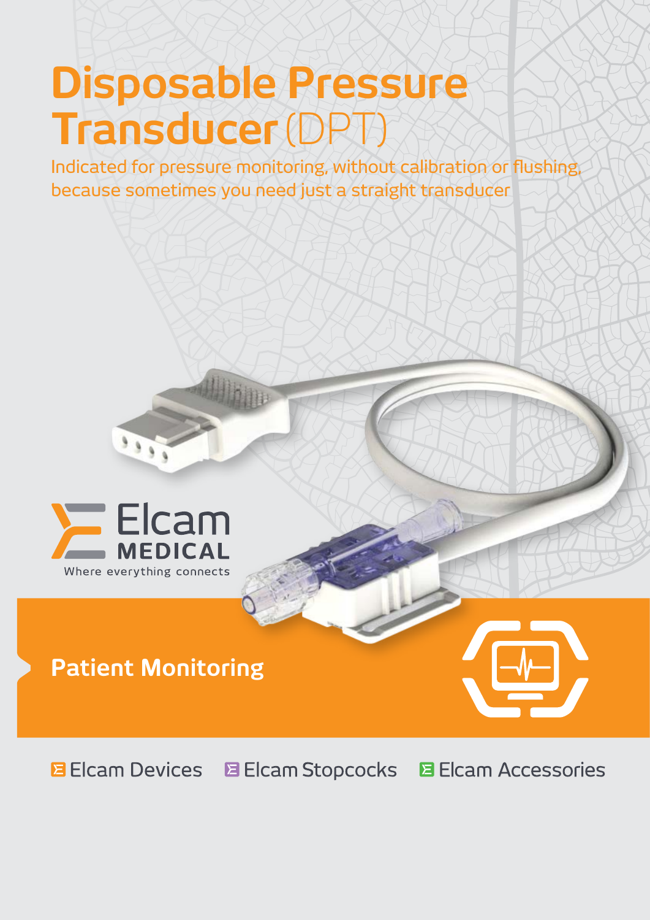# Disposable Pressure Transducer (DPT)

Indicated for pressure monitoring, without calibration or flushing, because sometimes you need just a straight transducer

Elcam MEDICAL

Where everything connects

## Patient Monitoring

Elcam Devices Elcam Stopcocks Elcam Accessories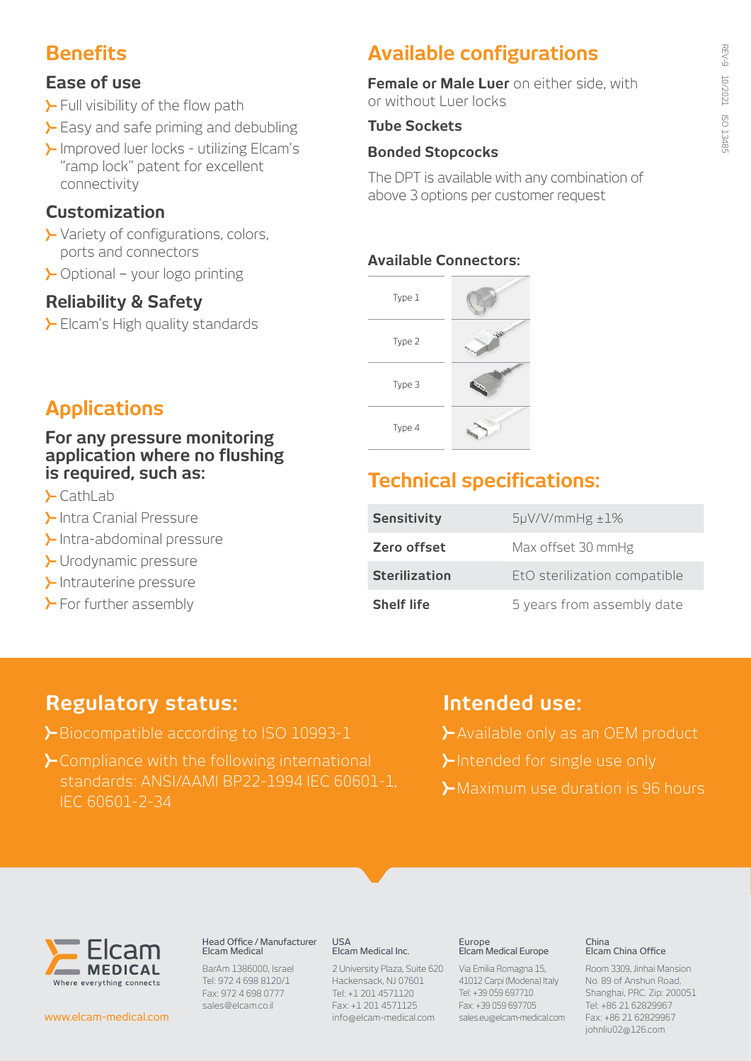## Benefits

### Ease of use

- Full visibility of the flow path
- Easy and safe priming and debubling
- Improved luer locks - utilizing Elcam's "ramp lock" patent for excellent connectivity

### Customization

- Variety of configurations, colors, ports and connectors
- Optional – your logo printing

### Reliability & Safety

- Elcam's High quality standards

## Applications

### For any pressure monitoring application where no flushing is required, such as:

- CathLab
- Intra Cranial Pressure
- Intra-abdominal pressure
- Urodynamic pressure
- Intrauterine pressure
- For further assembly

## Available configurations

**Female or Male Luer** on either side, with or without Luer locks

**Tube Sockets**

**Bonded Stopcocks**

The DPT is available with any combination of above 3 options per customer request

**Available Connectors:**

| | |
|---|---|
| Type 1 | |
| Type 2 | |
| Type 3 | |
| Type 4 | |

## Technical specifications:

| | |
|---|---|
| **Sensitivity** | 5μV/V/mmHg ±1% |
| **Zero offset** | Max offset 30 mmHg |
| **Sterilization** | EtO sterilization compatible |
| **Shelf life** | 5 years from assembly date |

## Regulatory status:

- Biocompatible according to ISO 10993-1
- Compliance with the following international standards: ANSI/AAMI BP22-1994 IEC 60601-1, IEC 60601-2-34

## Intended use:

- Available only as an OEM product
- Intended for single use only
- Maximum use duration is 96 hours

Elcam MEDICAL
Where everything connects

www.elcam-medical.com

Head Office / Manufacturer
Elcam Medical
BarAm 1386000, Israel
Tel: 972 4 698 8120/1
Fax: 972 4 698 0777
sales@elcam.co.il

USA
Elcam Medical Inc.
2 University Plaza, Suite 620
Hackensack, NJ 07601
Tel: +1 201 4571120
Fax: +1 201 4571125
info@elcam-medical.com

Europe
Elcam Medical Europe
Via Emilia Romagna 15,
41012 Carpi (Modena) Italy
Tel: +39 059 697710
Fax: +39 059 697705
sales.eu@elcam-medical.com

China
Elcam China Office
Room 3309, Jinhai Mansion
No. 89 of Anshun Road,
Shanghai, PRC. Zip: 200051
Tel: +86 21 62829967
Fax: +86 21 62829967
johnliu02@126.com

REV-9 10/2021 ISO 13485